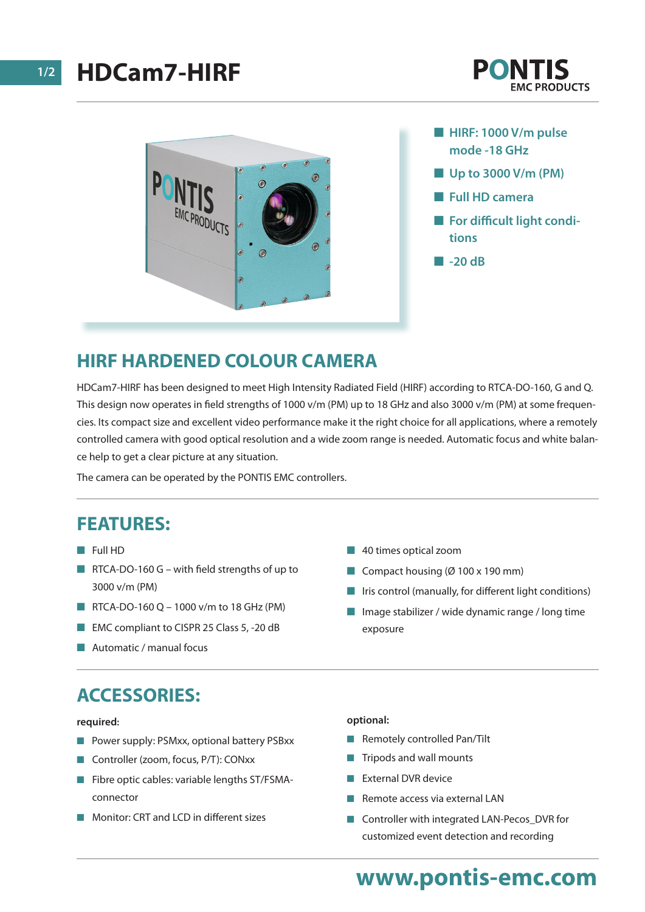# HDCam7-HIRF

PONTIS EMC PRODUCTS

- HIRF: 1000 V/m pulse mode -18 GHz
- Up to 3000 V/m (PM)
- Full HD camera
- For difficult light conditions
- -20 dB

## HIRF HARDENED COLOUR CAMERA

HDCam7-HIRF has been designed to meet High Intensity Radiated Field (HIRF) according to RTCA-DO-160, G and Q. This design now operates in field strengths of 1000 v/m (PM) up to 18 GHz and also 3000 v/m (PM) at some frequencies. Its compact size and excellent video performance make it the right choice for all applications, where a remotely controlled camera with good optical resolution and a wide zoom range is needed. Automatic focus and white balance help to get a clear picture at any situation.

The camera can be operated by the PONTIS EMC controllers.

## FEATURES:

- Full HD
- RTCA-DO-160 G – with field strengths of up to 3000 v/m (PM)
- RTCA-DO-160 Q – 1000 v/m to 18 GHz (PM)
- EMC compliant to CISPR 25 Class 5, -20 dB
- Automatic / manual focus
- 40 times optical zoom
- Compact housing (Ø 100 x 190 mm)
- Iris control (manually, for different light conditions)
- Image stabilizer / wide dynamic range / long time exposure

## ACCESSORIES:

**required:**

- Power supply: PSMxx, optional battery PSBxx
- Controller (zoom, focus, P/T): CONxx
- Fibre optic cables: variable lengths ST/FSMA-connector
- Monitor: CRT and LCD in different sizes

**optional:**

- Remotely controlled Pan/Tilt
- Tripods and wall mounts
- External DVR device
- Remote access via external LAN
- Controller with integrated LAN-Pecos_DVR for customized event detection and recording

**www.pontis-emc.com**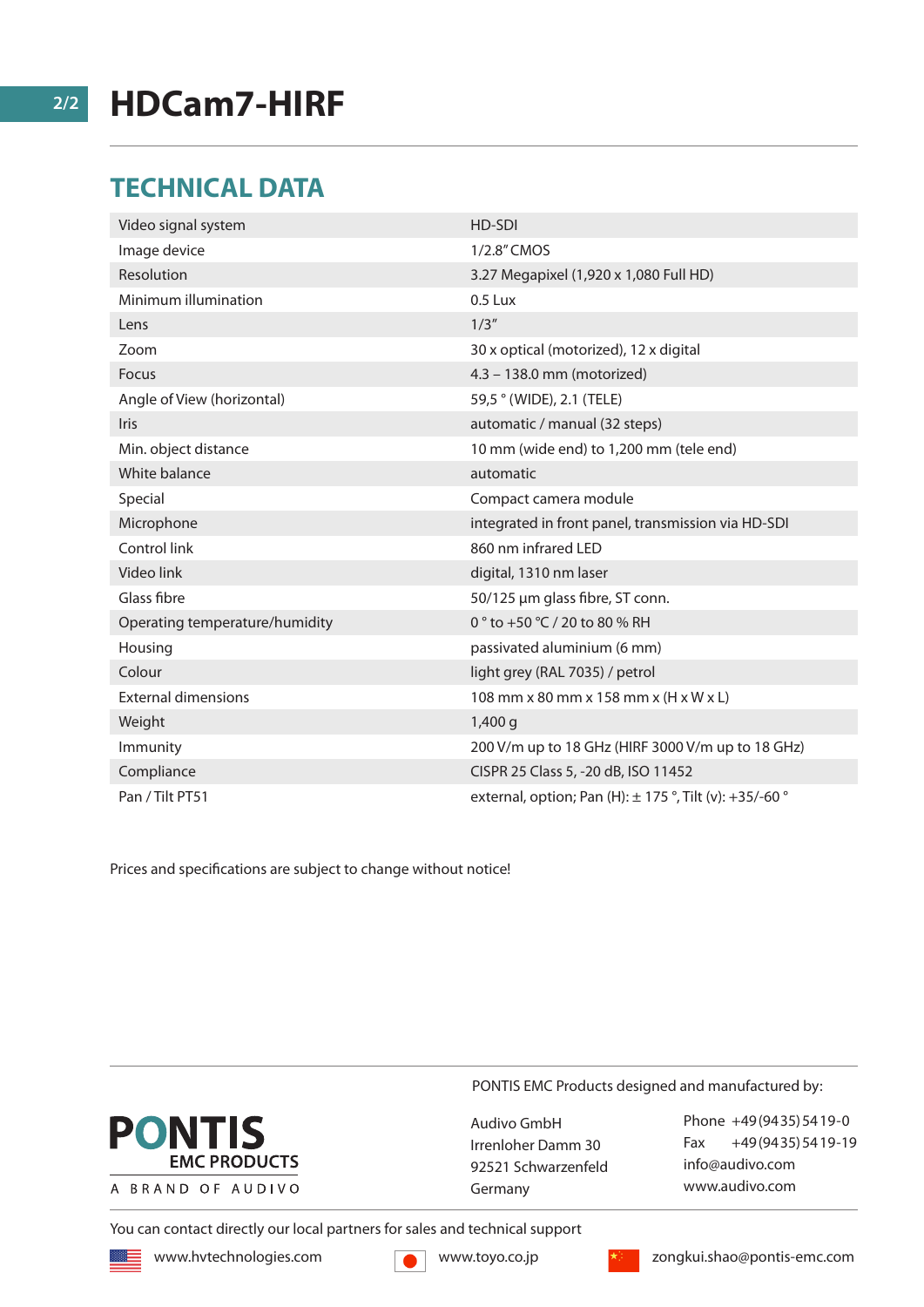# HDCam7-HIRF

## TECHNICAL DATA

| | |
|---|---|
| Video signal system | HD-SDI |
| Image device | 1/2.8" CMOS |
| Resolution | 3.27 Megapixel (1,920 x 1,080 Full HD) |
| Minimum illumination | 0.5 Lux |
| Lens | 1/3" |
| Zoom | 30 x optical (motorized), 12 x digital |
| Focus | 4.3 – 138.0 mm (motorized) |
| Angle of View (horizontal) | 59,5 ° (WIDE), 2.1 (TELE) |
| Iris | automatic / manual (32 steps) |
| Min. object distance | 10 mm (wide end) to 1,200 mm (tele end) |
| White balance | automatic |
| Special | Compact camera module |
| Microphone | integrated in front panel, transmission via HD-SDI |
| Control link | 860 nm infrared LED |
| Video link | digital, 1310 nm laser |
| Glass fibre | 50/125 µm glass fibre, ST conn. |
| Operating temperature/humidity | 0 ° to +50 °C / 20 to 80 % RH |
| Housing | passivated aluminium (6 mm) |
| Colour | light grey (RAL 7035) / petrol |
| External dimensions | 108 mm x 80 mm x 158 mm x (H x W x L) |
| Weight | 1,400 g |
| Immunity | 200 V/m up to 18 GHz (HIRF 3000 V/m up to 18 GHz) |
| Compliance | CISPR 25 Class 5, -20 dB, ISO 11452 |
| Pan / Tilt PT51 | external, option; Pan (H): ± 175 °, Tilt (v): +35/-60 ° |

Prices and specifications are subject to change without notice!

PONTIS EMC PRODUCTS
A BRAND OF AUDIVO

PONTIS EMC Products designed and manufactured by:

Audivo GmbH
Irrenloher Damm 30
92521 Schwarzenfeld
Germany

Phone +49 (9435) 5419-0
Fax +49 (9435) 5419-19
info@audivo.com
www.audivo.com

You can contact directly our local partners for sales and technical support

www.hvtechnologies.com

www.toyo.co.jp

zongkui.shao@pontis-emc.com